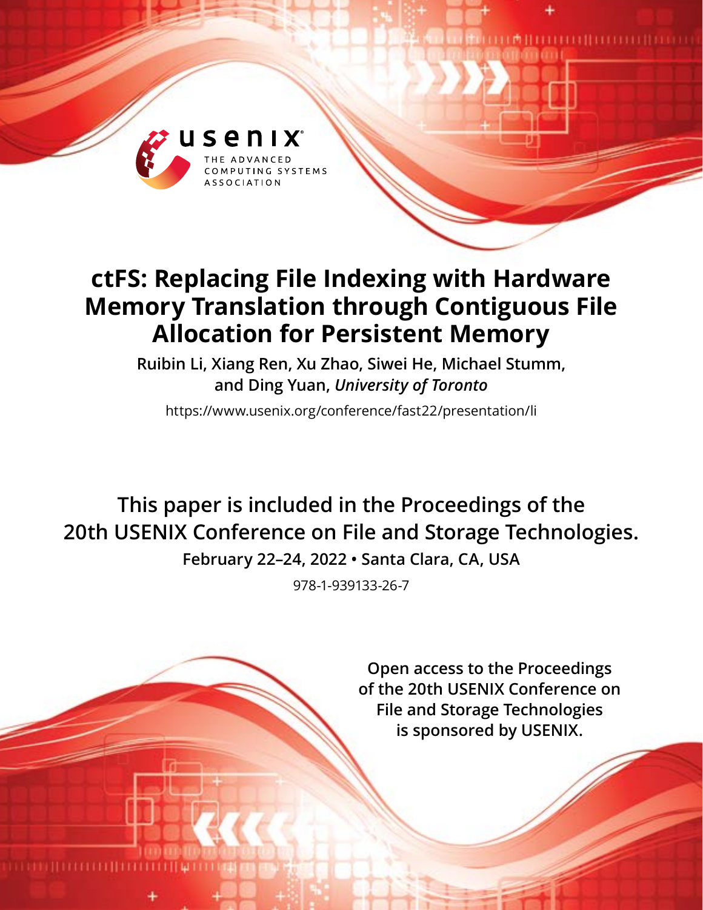# ctFS: Replacing File Indexing with Hardware Memory Translation through Contiguous File Allocation for Persistent Memory

**Ruibin Li, Xiang Ren, Xu Zhao, Siwei He, Michael Stumm, and Ding Yuan,** ***University of Toronto***

https://www.usenix.org/conference/fast22/presentation/li

**This paper is included in the Proceedings of the 20th USENIX Conference on File and Storage Technologies.**

**February 22–24, 2022 • Santa Clara, CA, USA**

978-1-939133-26-7

**Open access to the Proceedings of the 20th USENIX Conference on File and Storage Technologies is sponsored by USENIX.**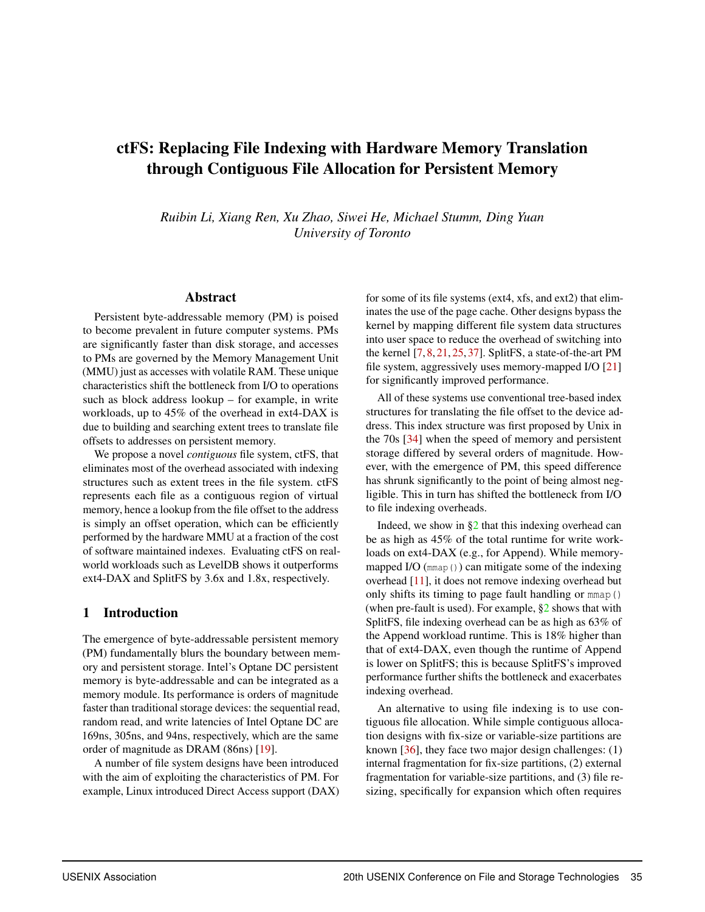# ctFS: Replacing File Indexing with Hardware Memory Translation through Contiguous File Allocation for Persistent Memory

*Ruibin Li, Xiang Ren, Xu Zhao, Siwei He, Michael Stumm, Ding Yuan*
*University of Toronto*

## Abstract

Persistent byte-addressable memory (PM) is poised to become prevalent in future computer systems. PMs are significantly faster than disk storage, and accesses to PMs are governed by the Memory Management Unit (MMU) just as accesses with volatile RAM. These unique characteristics shift the bottleneck from I/O to operations such as block address lookup – for example, in write workloads, up to 45% of the overhead in ext4-DAX is due to building and searching extent trees to translate file offsets to addresses on persistent memory.

We propose a novel *contiguous* file system, ctFS, that eliminates most of the overhead associated with indexing structures such as extent trees in the file system. ctFS represents each file as a contiguous region of virtual memory, hence a lookup from the file offset to the address is simply an offset operation, which can be efficiently performed by the hardware MMU at a fraction of the cost of software maintained indexes. Evaluating ctFS on real-world workloads such as LevelDB shows it outperforms ext4-DAX and SplitFS by 3.6x and 1.8x, respectively.

## 1 Introduction

The emergence of byte-addressable persistent memory (PM) fundamentally blurs the boundary between memory and persistent storage. Intel's Optane DC persistent memory is byte-addressable and can be integrated as a memory module. Its performance is orders of magnitude faster than traditional storage devices: the sequential read, random read, and write latencies of Intel Optane DC are 169ns, 305ns, and 94ns, respectively, which are the same order of magnitude as DRAM (86ns) [19].

A number of file system designs have been introduced with the aim of exploiting the characteristics of PM. For example, Linux introduced Direct Access support (DAX) for some of its file systems (ext4, xfs, and ext2) that eliminates the use of the page cache. Other designs bypass the kernel by mapping different file system data structures into user space to reduce the overhead of switching into the kernel [7, 8, 21, 25, 37]. SplitFS, a state-of-the-art PM file system, aggressively uses memory-mapped I/O [21] for significantly improved performance.

All of these systems use conventional tree-based index structures for translating the file offset to the device address. This index structure was first proposed by Unix in the 70s [34] when the speed of memory and persistent storage differed by several orders of magnitude. However, with the emergence of PM, this speed difference has shrunk significantly to the point of being almost negligible. This in turn has shifted the bottleneck from I/O to file indexing overheads.

Indeed, we show in §2 that this indexing overhead can be as high as 45% of the total runtime for write workloads on ext4-DAX (e.g., for Append). While memory-mapped I/O (`mmap()`) can mitigate some of the indexing overhead [11], it does not remove indexing overhead but only shifts its timing to page fault handling or `mmap()` (when pre-fault is used). For example, §2 shows that with SplitFS, file indexing overhead can be as high as 63% of the Append workload runtime. This is 18% higher than that of ext4-DAX, even though the runtime of Append is lower on SplitFS; this is because SplitFS's improved performance further shifts the bottleneck and exacerbates indexing overhead.

An alternative to using file indexing is to use contiguous file allocation. While simple contiguous allocation designs with fix-size or variable-size partitions are known [36], they face two major design challenges: (1) internal fragmentation for fix-size partitions, (2) external fragmentation for variable-size partitions, and (3) file resizing, specifically for expansion which often requires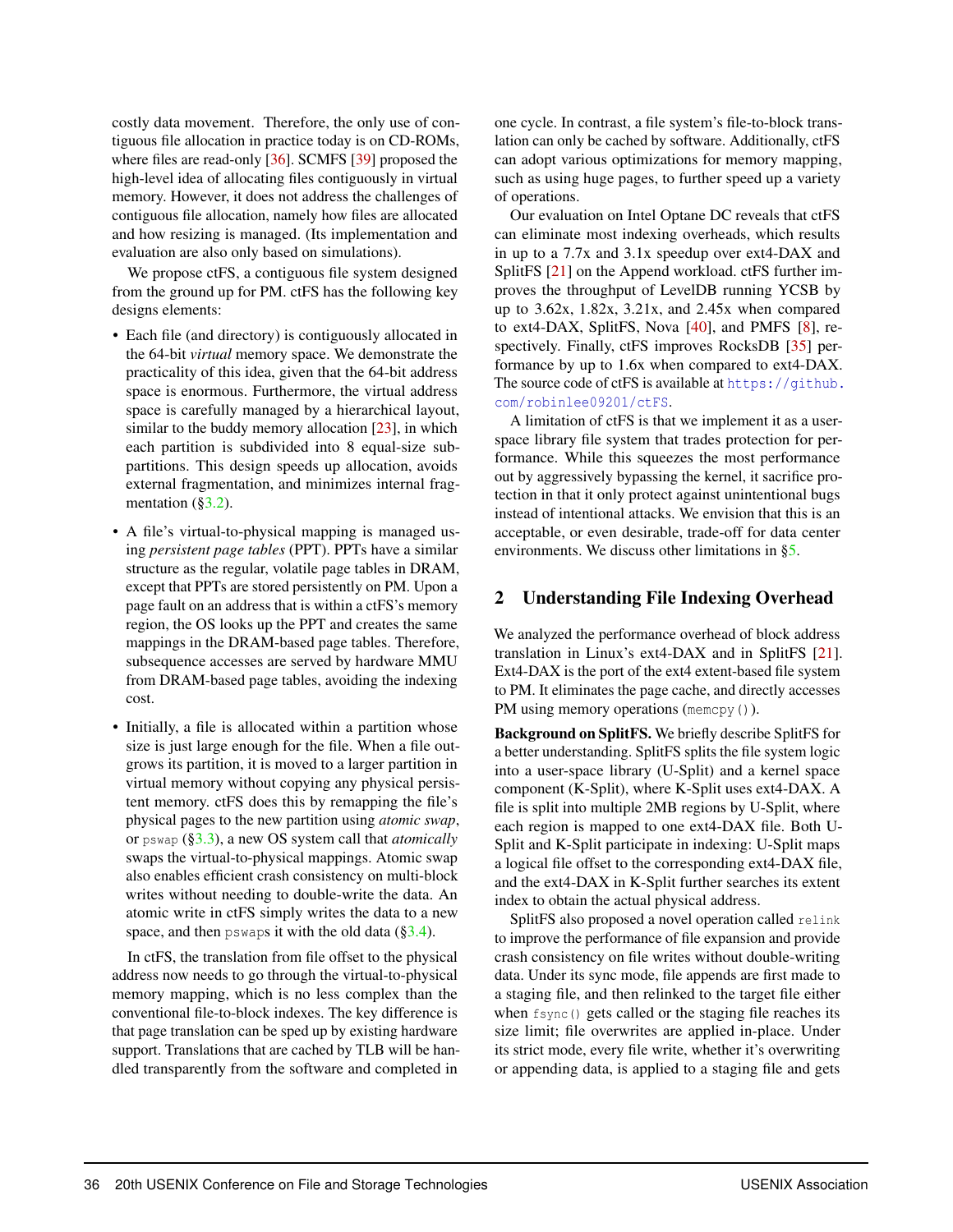costly data movement. Therefore, the only use of contiguous file allocation in practice today is on CD-ROMs, where files are read-only [36]. SCMFS [39] proposed the high-level idea of allocating files contiguously in virtual memory. However, it does not address the challenges of contiguous file allocation, namely how files are allocated and how resizing is managed. (Its implementation and evaluation are also only based on simulations).

We propose ctFS, a contiguous file system designed from the ground up for PM. ctFS has the following key designs elements:

- Each file (and directory) is contiguously allocated in the 64-bit *virtual* memory space. We demonstrate the practicality of this idea, given that the 64-bit address space is enormous. Furthermore, the virtual address space is carefully managed by a hierarchical layout, similar to the buddy memory allocation [23], in which each partition is subdivided into 8 equal-size sub-partitions. This design speeds up allocation, avoids external fragmentation, and minimizes internal fragmentation (§3.2).
- A file's virtual-to-physical mapping is managed using *persistent page tables* (PPT). PPTs have a similar structure as the regular, volatile page tables in DRAM, except that PPTs are stored persistently on PM. Upon a page fault on an address that is within a ctFS's memory region, the OS looks up the PPT and creates the same mappings in the DRAM-based page tables. Therefore, subsequence accesses are served by hardware MMU from DRAM-based page tables, avoiding the indexing cost.
- Initially, a file is allocated within a partition whose size is just large enough for the file. When a file outgrows its partition, it is moved to a larger partition in virtual memory without copying any physical persistent memory. ctFS does this by remapping the file's physical pages to the new partition using *atomic swap*, or `pswap` (§3.3), a new OS system call that *atomically* swaps the virtual-to-physical mappings. Atomic swap also enables efficient crash consistency on multi-block writes without needing to double-write the data. An atomic write in ctFS simply writes the data to a new space, and then `pswap`s it with the old data (§3.4).

In ctFS, the translation from file offset to the physical address now needs to go through the virtual-to-physical memory mapping, which is no less complex than the conventional file-to-block indexes. The key difference is that page translation can be sped up by existing hardware support. Translations that are cached by TLB will be handled transparently from the software and completed in one cycle. In contrast, a file system's file-to-block translation can only be cached by software. Additionally, ctFS can adopt various optimizations for memory mapping, such as using huge pages, to further speed up a variety of operations.

Our evaluation on Intel Optane DC reveals that ctFS can eliminate most indexing overheads, which results in up to a 7.7x and 3.1x speedup over ext4-DAX and SplitFS [21] on the Append workload. ctFS further improves the throughput of LevelDB running YCSB by up to 3.62x, 1.82x, 3.21x, and 2.45x when compared to ext4-DAX, SplitFS, Nova [40], and PMFS [8], respectively. Finally, ctFS improves RocksDB [35] performance by up to 1.6x when compared to ext4-DAX. The source code of ctFS is available at https://github.com/robinlee09201/ctFS.

A limitation of ctFS is that we implement it as a user-space library file system that trades protection for performance. While this squeezes the most performance out by aggressively bypassing the kernel, it sacrifice protection in that it only protect against unintentional bugs instead of intentional attacks. We envision that this is an acceptable, or even desirable, trade-off for data center environments. We discuss other limitations in §5.

## 2 Understanding File Indexing Overhead

We analyzed the performance overhead of block address translation in Linux's ext4-DAX and in SplitFS [21]. Ext4-DAX is the port of the ext4 extent-based file system to PM. It eliminates the page cache, and directly accesses PM using memory operations (`memcpy()`).

**Background on SplitFS.** We briefly describe SplitFS for a better understanding. SplitFS splits the file system logic into a user-space library (U-Split) and a kernel space component (K-Split), where K-Split uses ext4-DAX. A file is split into multiple 2MB regions by U-Split, where each region is mapped to one ext4-DAX file. Both U-Split and K-Split participate in indexing: U-Split maps a logical file offset to the corresponding ext4-DAX file, and the ext4-DAX in K-Split further searches its extent index to obtain the actual physical address.

SplitFS also proposed a novel operation called `relink` to improve the performance of file expansion and provide crash consistency on file writes without double-writing data. Under its sync mode, file appends are first made to a staging file, and then relinked to the target file either when `fsync()` gets called or the staging file reaches its size limit; file overwrites are applied in-place. Under its strict mode, every file write, whether it's overwriting or appending data, is applied to a staging file and gets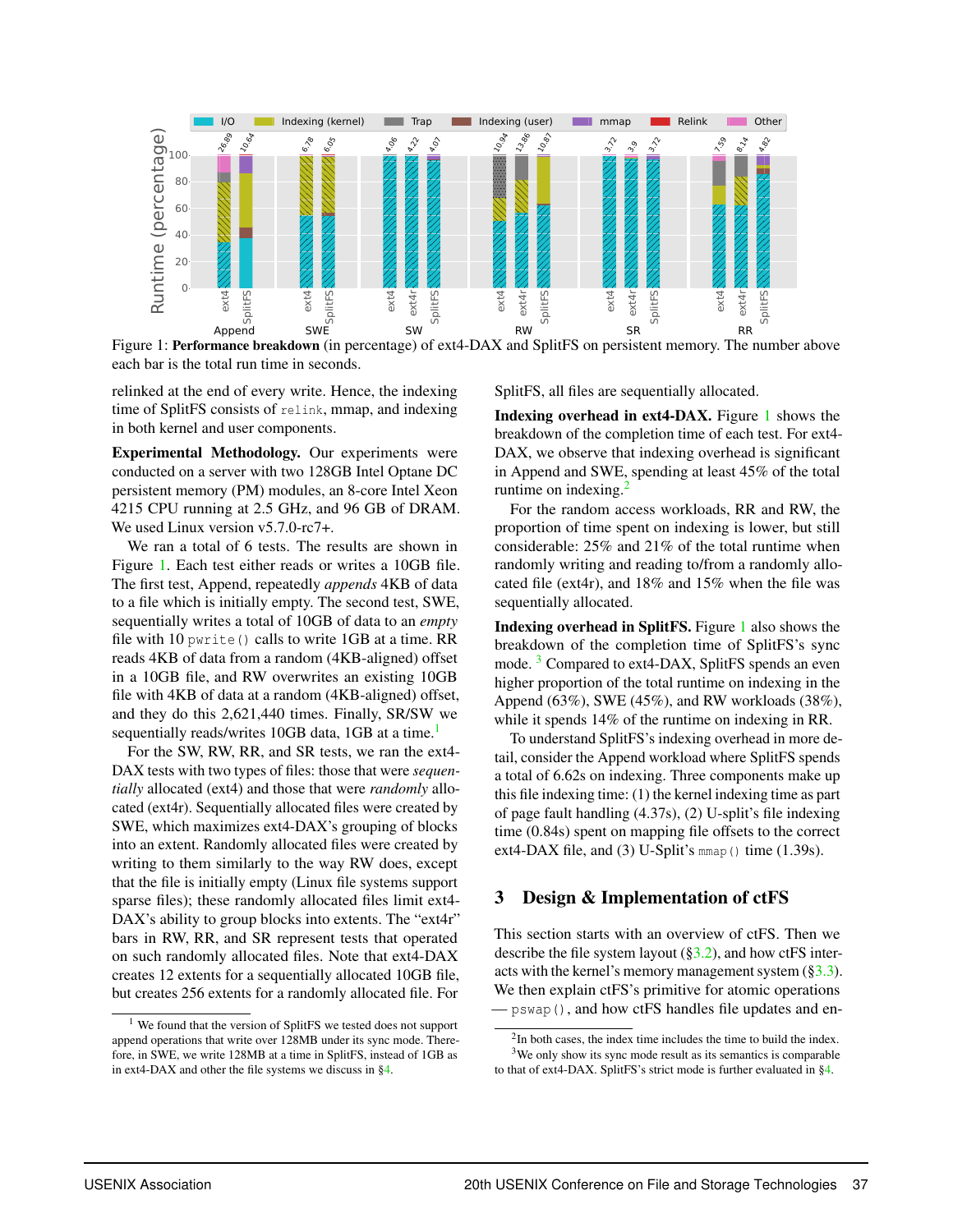Figure 1: **Performance breakdown** (in percentage) of ext4-DAX and SplitFS on persistent memory. The number above each bar is the total run time in seconds.

relinked at the end of every write. Hence, the indexing time of SplitFS consists of `relink`, mmap, and indexing in both kernel and user components.

**Experimental Methodology.** Our experiments were conducted on a server with two 128GB Intel Optane DC persistent memory (PM) modules, an 8-core Intel Xeon 4215 CPU running at 2.5 GHz, and 96 GB of DRAM. We used Linux version v5.7.0-rc7+.

We ran a total of 6 tests. The results are shown in Figure 1. Each test either reads or writes a 10GB file. The first test, Append, repeatedly *appends* 4KB of data to a file which is initially empty. The second test, SWE, sequentially writes a total of 10GB of data to an *empty* file with 10 `pwrite()` calls to write 1GB at a time. RR reads 4KB of data from a random (4KB-aligned) offset in a 10GB file, and RW overwrites an existing 10GB file with 4KB of data at a random (4KB-aligned) offset, and they do this 2,621,440 times. Finally, SR/SW we sequentially reads/writes 10GB data, 1GB at a time.[1]

For the SW, RW, RR, and SR tests, we ran the ext4-DAX tests with two types of files: those that were *sequentially* allocated (ext4) and those that were *randomly* allocated (ext4r). Sequentially allocated files were created by SWE, which maximizes ext4-DAX's grouping of blocks into an extent. Randomly allocated files were created by writing to them similarly to the way RW does, except that the file is initially empty (Linux file systems support sparse files); these randomly allocated files limit ext4-DAX's ability to group blocks into extents. The "ext4r" bars in RW, RR, and SR represent tests that operated on such randomly allocated files. Note that ext4-DAX creates 12 extents for a sequentially allocated 10GB file, but creates 256 extents for a randomly allocated file. For SplitFS, all files are sequentially allocated.

**Indexing overhead in ext4-DAX.** Figure 1 shows the breakdown of the completion time of each test. For ext4-DAX, we observe that indexing overhead is significant in Append and SWE, spending at least 45% of the total runtime on indexing.[2]

For the random access workloads, RR and RW, the proportion of time spent on indexing is lower, but still considerable: 25% and 21% of the total runtime when randomly writing and reading to/from a randomly allocated file (ext4r), and 18% and 15% when the file was sequentially allocated.

**Indexing overhead in SplitFS.** Figure 1 also shows the breakdown of the completion time of SplitFS's sync mode. [3] Compared to ext4-DAX, SplitFS spends an even higher proportion of the total runtime on indexing in the Append (63%), SWE (45%), and RW workloads (38%), while it spends 14% of the runtime on indexing in RR.

To understand SplitFS's indexing overhead in more detail, consider the Append workload where SplitFS spends a total of 6.62s on indexing. Three components make up this file indexing time: (1) the kernel indexing time as part of page fault handling (4.37s), (2) U-split's file indexing time (0.84s) spent on mapping file offsets to the correct ext4-DAX file, and (3) U-Split's `mmap()` time (1.39s).

## 3 Design & Implementation of ctFS

This section starts with an overview of ctFS. Then we describe the file system layout (§3.2), and how ctFS interacts with the kernel's memory management system (§3.3). We then explain ctFS's primitive for atomic operations — `pswap()`, and how ctFS handles file updates and en-

[1] We found that the version of SplitFS we tested does not support append operations that write over 128MB under its sync mode. Therefore, in SWE, we write 128MB at a time in SplitFS, instead of 1GB as in ext4-DAX and other the file systems we discuss in §4.

[2] In both cases, the index time includes the time to build the index.

[3] We only show its sync mode result as its semantics is comparable to that of ext4-DAX. SplitFS's strict mode is further evaluated in §4.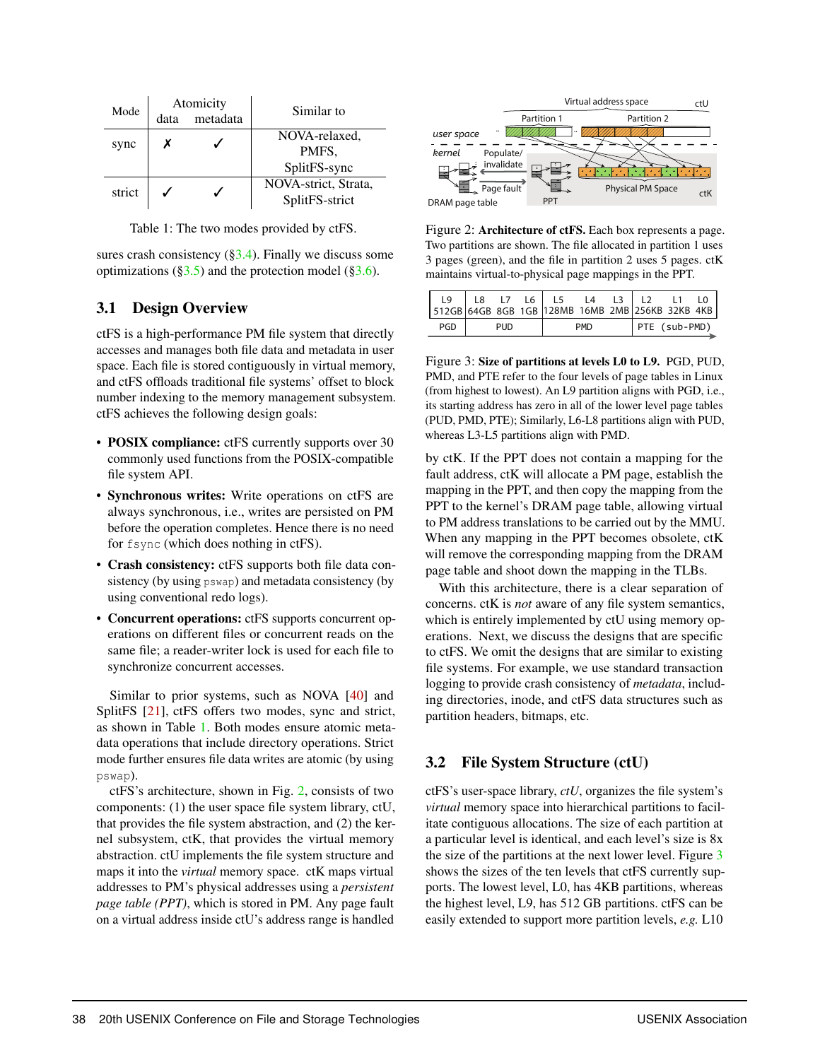| Mode | Atomicity | | Similar to |
|---|---|---|---|
| | data | metadata | |
| sync | ✗ | ✓ | NOVA-relaxed, PMFS, SplitFS-sync |
| strict | ✓ | ✓ | NOVA-strict, Strata, SplitFS-strict |

Table 1: The two modes provided by ctFS.

sures crash consistency (§3.4). Finally we discuss some optimizations (§3.5) and the protection model (§3.6).

## 3.1 Design Overview

ctFS is a high-performance PM file system that directly accesses and manages both file data and metadata in user space. Each file is stored contiguously in virtual memory, and ctFS offloads traditional file systems' offset to block number indexing to the memory management subsystem. ctFS achieves the following design goals:

- **POSIX compliance:** ctFS currently supports over 30 commonly used functions from the POSIX-compatible file system API.
- **Synchronous writes:** Write operations on ctFS are always synchronous, i.e., writes are persisted on PM before the operation completes. Hence there is no need for `fsync` (which does nothing in ctFS).
- **Crash consistency:** ctFS supports both file data consistency (by using `pswap`) and metadata consistency (by using conventional redo logs).
- **Concurrent operations:** ctFS supports concurrent operations on different files or concurrent reads on the same file; a reader-writer lock is used for each file to synchronize concurrent accesses.

Similar to prior systems, such as NOVA [40] and SplitFS [21], ctFS offers two modes, sync and strict, as shown in Table 1. Both modes ensure atomic metadata operations that include directory operations. Strict mode further ensures file data writes are atomic (by using `pswap`).

ctFS's architecture, shown in Fig. 2, consists of two components: (1) the user space file system library, ctU, that provides the file system abstraction, and (2) the kernel subsystem, ctK, that provides the virtual memory abstraction. ctU implements the file system structure and maps it into the *virtual* memory space. ctK maps virtual addresses to PM's physical addresses using a *persistent page table (PPT)*, which is stored in PM. Any page fault on a virtual address inside ctU's address range is handled by ctK. If the PPT does not contain a mapping for the fault address, ctK will allocate a PM page, establish the mapping in the PPT, and then copy the mapping from the PPT to the kernel's DRAM page table, allowing virtual to PM address translations to be carried out by the MMU. When any mapping in the PPT becomes obsolete, ctK will remove the corresponding mapping from the DRAM page table and shoot down the mapping in the TLBs.

Figure 2: **Architecture of ctFS.** Each box represents a page. Two partitions are shown. The file allocated in partition 1 uses 3 pages (green), and the file in partition 2 uses 5 pages. ctK maintains virtual-to-physical page mappings in the PPT.

| L9 | L8 | L7 | L6 | L5 | L4 | L3 | L2 | L1 | L0 |
|---|---|---|---|---|---|---|---|---|---|
| 512GB | 64GB | 8GB | 1GB | 128MB | 16MB | 2MB | 256KB | 32KB | 4KB |
| PGD | PUD | | | PMD | | | PTE (sub-PMD) | | |

Figure 3: **Size of partitions at levels L0 to L9.** PGD, PUD, PMD, and PTE refer to the four levels of page tables in Linux (from highest to lowest). An L9 partition aligns with PGD, i.e., its starting address has zero in all of the lower level page tables (PUD, PMD, PTE); Similarly, L6-L8 partitions align with PUD, whereas L3-L5 partitions align with PMD.

With this architecture, there is a clear separation of concerns. ctK is *not* aware of any file system semantics, which is entirely implemented by ctU using memory operations. Next, we discuss the designs that are specific to ctFS. We omit the designs that are similar to existing file systems. For example, we use standard transaction logging to provide crash consistency of *metadata*, including directories, inode, and ctFS data structures such as partition headers, bitmaps, etc.

## 3.2 File System Structure (ctU)

ctFS's user-space library, *ctU*, organizes the file system's *virtual* memory space into hierarchical partitions to facilitate contiguous allocations. The size of each partition at a particular level is identical, and each level's size is 8x the size of the partitions at the next lower level. Figure 3 shows the sizes of the ten levels that ctFS currently supports. The lowest level, L0, has 4KB partitions, whereas the highest level, L9, has 512 GB partitions. ctFS can be easily extended to support more partition levels, *e.g.* L10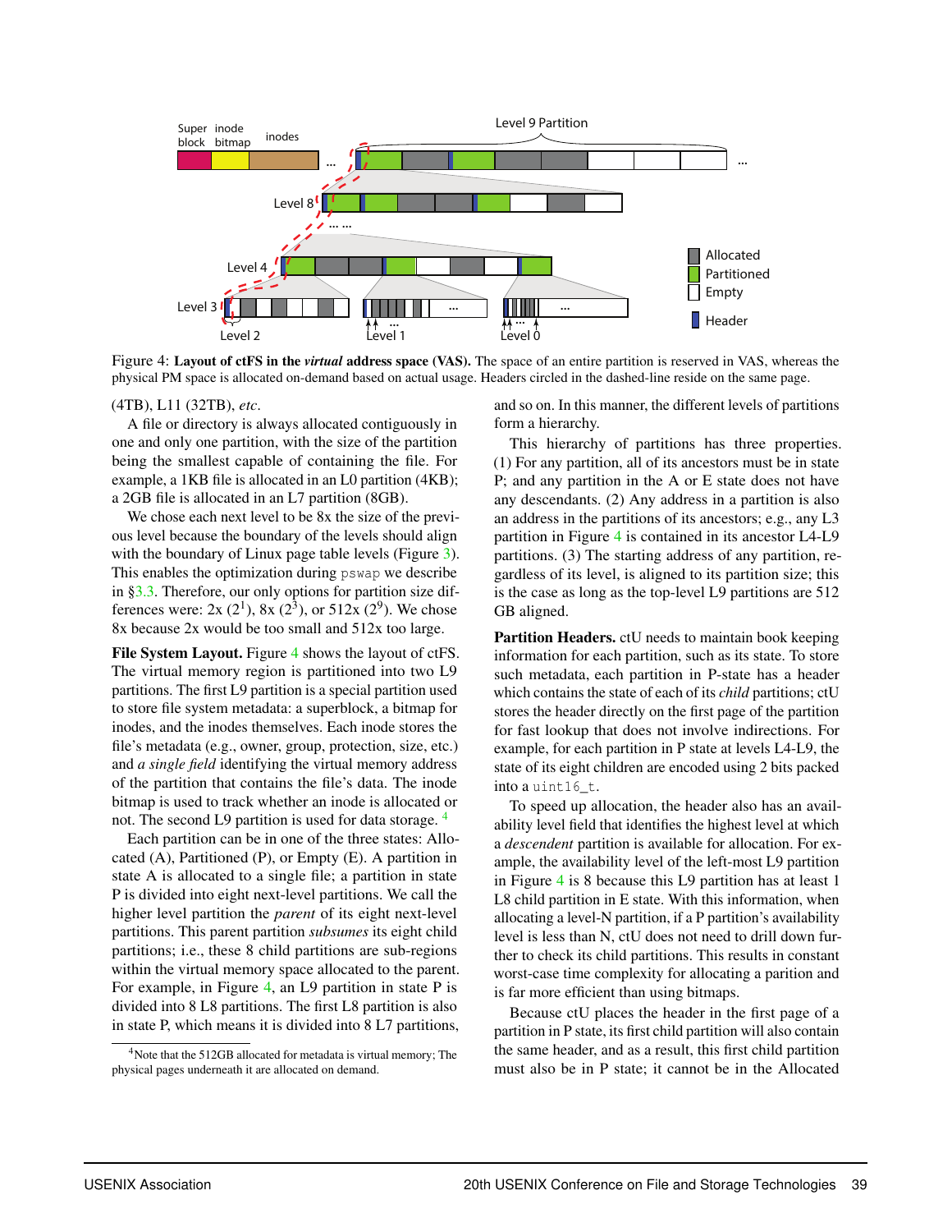Figure 4: **Layout of ctFS in the *virtual* address space (VAS).** The space of an entire partition is reserved in VAS, whereas the physical PM space is allocated on-demand based on actual usage. Headers circled in the dashed-line reside on the same page.

(4TB), L11 (32TB), *etc*.

A file or directory is always allocated contiguously in one and only one partition, with the size of the partition being the smallest capable of containing the file. For example, a 1KB file is allocated in an L0 partition (4KB); a 2GB file is allocated in an L7 partition (8GB).

We chose each next level to be 8x the size of the previous level because the boundary of the levels should align with the boundary of Linux page table levels (Figure 3). This enables the optimization during `pswap` we describe in §3.3. Therefore, our only options for partition size differences were: 2x ($2^1$), 8x ($2^3$), or 512x ($2^9$). We chose 8x because 2x would be too small and 512x too large.

**File System Layout.** Figure 4 shows the layout of ctFS. The virtual memory region is partitioned into two L9 partitions. The first L9 partition is a special partition used to store file system metadata: a superblock, a bitmap for inodes, and the inodes themselves. Each inode stores the file's metadata (e.g., owner, group, protection, size, etc.) and *a single field* identifying the virtual memory address of the partition that contains the file's data. The inode bitmap is used to track whether an inode is allocated or not. The second L9 partition is used for data storage. [4]

Each partition can be in one of the three states: Allocated (A), Partitioned (P), or Empty (E). A partition in state A is allocated to a single file; a partition in state P is divided into eight next-level partitions. We call the higher level partition the *parent* of its eight next-level partitions. This parent partition *subsumes* its eight child partitions; i.e., these 8 child partitions are sub-regions within the virtual memory space allocated to the parent. For example, in Figure 4, an L9 partition in state P is divided into 8 L8 partitions. The first L8 partition is also in state P, which means it is divided into 8 L7 partitions, and so on. In this manner, the different levels of partitions form a hierarchy.

This hierarchy of partitions has three properties. (1) For any partition, all of its ancestors must be in state P; and any partition in the A or E state does not have any descendants. (2) Any address in a partition is also an address in the partitions of its ancestors; e.g., any L3 partition in Figure 4 is contained in its ancestor L4-L9 partitions. (3) The starting address of any partition, regardless of its level, is aligned to its partition size; this is the case as long as the top-level L9 partitions are 512 GB aligned.

**Partition Headers.** ctU needs to maintain book keeping information for each partition, such as its state. To store such metadata, each partition in P-state has a header which contains the state of each of its *child* partitions; ctU stores the header directly on the first page of the partition for fast lookup that does not involve indirections. For example, for each partition in P state at levels L4-L9, the state of its eight children are encoded using 2 bits packed into a `uint16_t`.

To speed up allocation, the header also has an availability level field that identifies the highest level at which a *descendent* partition is available for allocation. For example, the availability level of the left-most L9 partition in Figure 4 is 8 because this L9 partition has at least 1 L8 child partition in E state. With this information, when allocating a level-N partition, if a P partition's availability level is less than N, ctU does not need to drill down further to check its child partitions. This results in constant worst-case time complexity for allocating a parition and is far more efficient than using bitmaps.

Because ctU places the header in the first page of a partition in P state, its first child partition will also contain the same header, and as a result, this first child partition must also be in P state; it cannot be in the Allocated

[4] Note that the 512GB allocated for metadata is virtual memory; The physical pages underneath it are allocated on demand.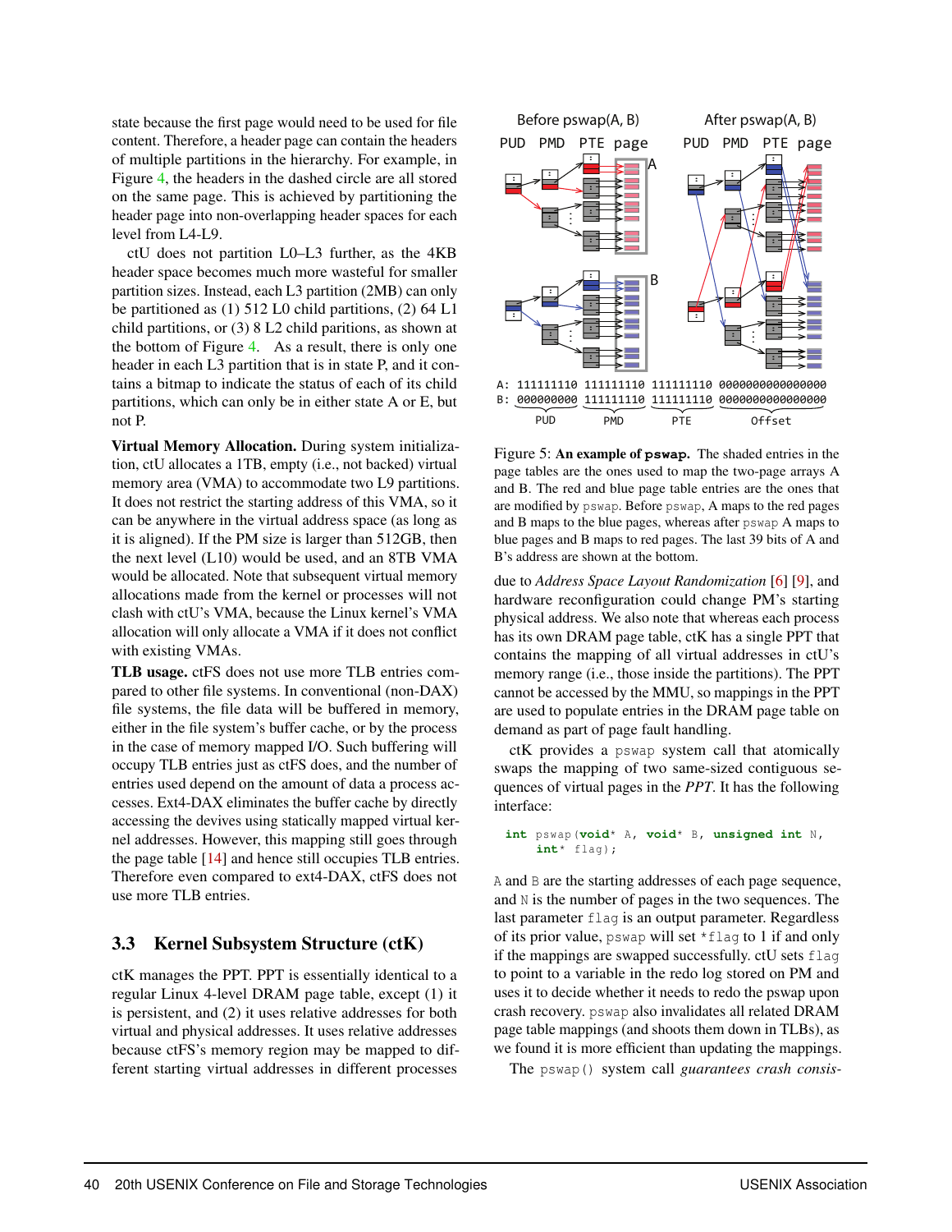state because the first page would need to be used for file content. Therefore, a header page can contain the headers of multiple partitions in the hierarchy. For example, in Figure 4, the headers in the dashed circle are all stored on the same page. This is achieved by partitioning the header page into non-overlapping header spaces for each level from L4-L9.

ctU does not partition L0–L3 further, as the 4KB header space becomes much more wasteful for smaller partition sizes. Instead, each L3 partition (2MB) can only be partitioned as (1) 512 L0 child partitions, (2) 64 L1 child partitions, or (3) 8 L2 child partitions, as shown at the bottom of Figure 4. As a result, there is only one header in each L3 partition that is in state P, and it contains a bitmap to indicate the status of each of its child partitions, which can only be in either state A or E, but not P.

**Virtual Memory Allocation.** During system initialization, ctU allocates a 1TB, empty (i.e., not backed) virtual memory area (VMA) to accommodate two L9 partitions. It does not restrict the starting address of this VMA, so it can be anywhere in the virtual address space (as long as it is aligned). If the PM size is larger than 512GB, then the next level (L10) would be used, and an 8TB VMA would be allocated. Note that subsequent virtual memory allocations made from the kernel or processes will not clash with ctU's VMA, because the Linux kernel's VMA allocation will only allocate a VMA if it does not conflict with existing VMAs.

**TLB usage.** ctFS does not use more TLB entries compared to other file systems. In conventional (non-DAX) file systems, the file data will be buffered in memory, either in the file system's buffer cache, or by the process in the case of memory mapped I/O. Such buffering will occupy TLB entries just as ctFS does, and the number of entries used depend on the amount of data a process accesses. Ext4-DAX eliminates the buffer cache by directly accessing the devives using statically mapped virtual kernel addresses. However, this mapping still goes through the page table [14] and hence still occupies TLB entries. Therefore even compared to ext4-DAX, ctFS does not use more TLB entries.

## 3.3 Kernel Subsystem Structure (ctK)

ctK manages the PPT. PPT is essentially identical to a regular Linux 4-level DRAM page table, except (1) it is persistent, and (2) it uses relative addresses for both virtual and physical addresses. It uses relative addresses because ctFS's memory region may be mapped to different starting virtual addresses in different processes due to *Address Space Layout Randomization* [6] [9], and hardware reconfiguration could change PM's starting physical address. We also note that whereas each process has its own DRAM page table, ctK has a single PPT that contains the mapping of all virtual addresses in ctU's memory range (i.e., those inside the partitions). The PPT cannot be accessed by the MMU, so mappings in the PPT are used to populate entries in the DRAM page table on demand as part of page fault handling.

Figure 5: **An example of `pswap`.** The shaded entries in the page tables are the ones used to map the two-page arrays A and B. The red and blue page table entries are the ones that are modified by `pswap`. Before `pswap`, A maps to the red pages and B maps to the blue pages, whereas after `pswap` A maps to blue pages and B maps to red pages. The last 39 bits of A and B's address are shown at the bottom.

ctK provides a `pswap` system call that atomically swaps the mapping of two same-sized contiguous sequences of virtual pages in the *PPT*. It has the following interface:

```
int pswap(void* A, void* B, unsigned int N,
    int* flag);
```

`A` and `B` are the starting addresses of each page sequence, and `N` is the number of pages in the two sequences. The last parameter `flag` is an output parameter. Regardless of its prior value, `pswap` will set `*flag` to 1 if and only if the mappings are swapped successfully. ctU sets `flag` to point to a variable in the redo log stored on PM and uses it to decide whether it needs to redo the pswap upon crash recovery. `pswap` also invalidates all related DRAM page table mappings (and shoots them down in TLBs), as we found it is more efficient than updating the mappings.

The `pswap()` system call *guarantees crash consis-*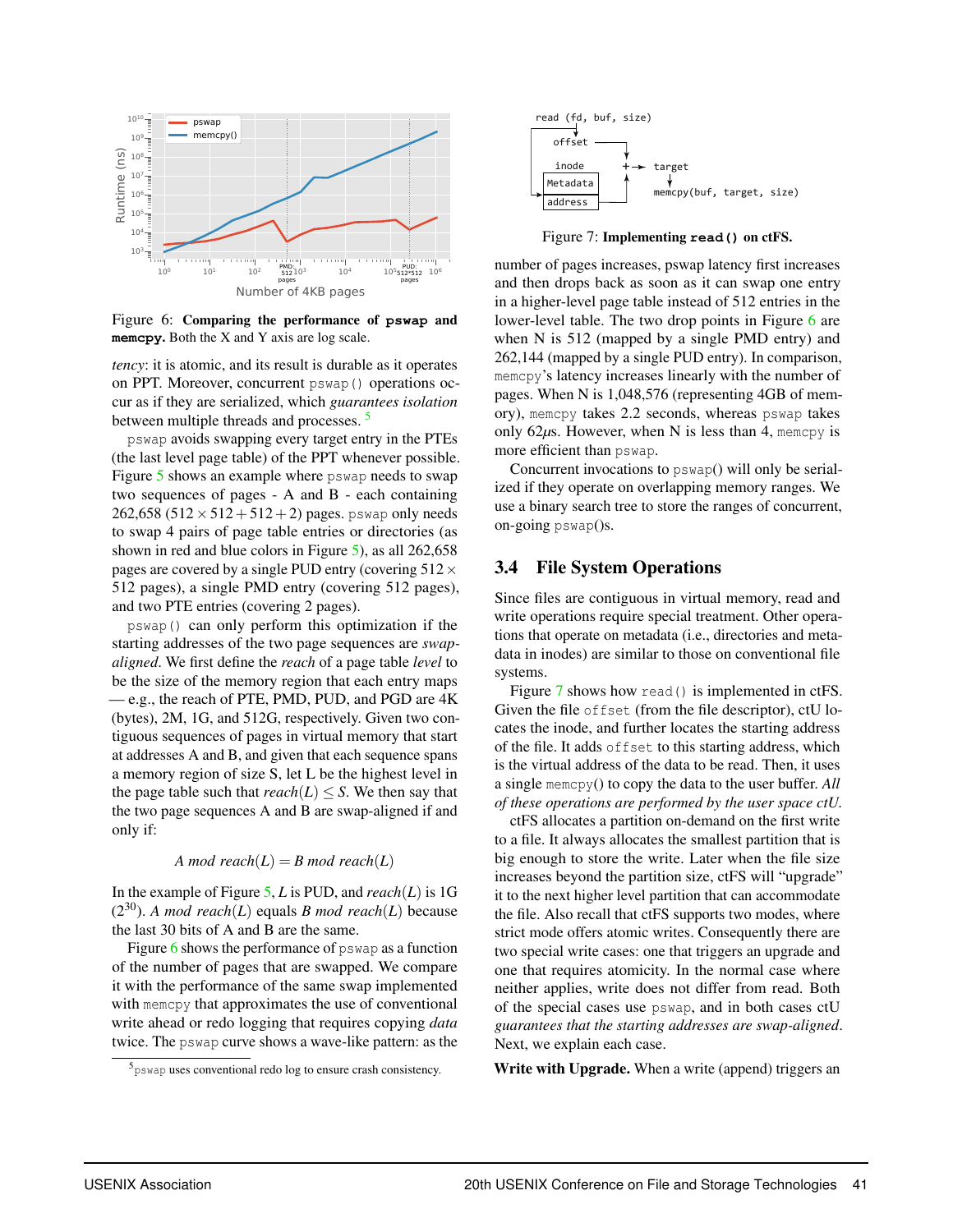Figure 6: **Comparing the performance of `pswap` and `memcpy`.** Both the X and Y axis are log scale.

*tency*: it is atomic, and its result is durable as it operates on PPT. Moreover, concurrent `pswap()` operations occur as if they are serialized, which *guarantees isolation* between multiple threads and processes. [5]

`pswap` avoids swapping every target entry in the PTEs (the last level page table) of the PPT whenever possible. Figure 5 shows an example where `pswap` needs to swap two sequences of pages - A and B - each containing 262,658 ($512 \times 512 + 512 + 2$) pages. `pswap` only needs to swap 4 pairs of page table entries or directories (as shown in red and blue colors in Figure 5), as all 262,658 pages are covered by a single PUD entry (covering $512 \times 512$ pages), a single PMD entry (covering 512 pages), and two PTE entries (covering 2 pages).

`pswap()` can only perform this optimization if the starting addresses of the two page sequences are *swap-aligned*. We first define the *reach* of a page table *level* to be the size of the memory region that each entry maps — e.g., the reach of PTE, PMD, PUD, and PGD are 4K (bytes), 2M, 1G, and 512G, respectively. Given two contiguous sequences of pages in virtual memory that start at addresses A and B, and given that each sequence spans a memory region of size S, let L be the highest level in the page table such that $reach(L) \leq S$. We then say that the two page sequences A and B are swap-aligned if and only if:

$$A \bmod reach(L) = B \bmod reach(L)$$

In the example of Figure 5, $L$ is PUD, and $reach(L)$ is 1G ($2^{30}$). $A \bmod reach(L)$ equals $B \bmod reach(L)$ because the last 30 bits of A and B are the same.

Figure 6 shows the performance of `pswap` as a function of the number of pages that are swapped. We compare it with the performance of the same swap implemented with `memcpy` that approximates the use of conventional write ahead or redo logging that requires copying *data* twice. The `pswap` curve shows a wave-like pattern: as the number of pages increases, pswap latency first increases and then drops back as soon as it can swap one entry in a higher-level page table instead of 512 entries in the lower-level table. The two drop points in Figure 6 are when N is 512 (mapped by a single PMD entry) and 262,144 (mapped by a single PUD entry). In comparison, `memcpy`'s latency increases linearly with the number of pages. When N is 1,048,576 (representing 4GB of memory), `memcpy` takes 2.2 seconds, whereas `pswap` takes only 62$\mu$s. However, when N is less than 4, `memcpy` is more efficient than `pswap`.

Concurrent invocations to `pswap`() will only be serialized if they operate on overlapping memory ranges. We use a binary search tree to store the ranges of concurrent, on-going `pswap`()s.

[5] `pswap` uses conventional redo log to ensure crash consistency.

Figure 7: **Implementing `read()` on ctFS.**

## 3.4 File System Operations

Since files are contiguous in virtual memory, read and write operations require special treatment. Other operations that operate on metadata (i.e., directories and metadata in inodes) are similar to those on conventional file systems.

Figure 7 shows how `read()` is implemented in ctFS. Given the file `offset` (from the file descriptor), ctU locates the inode, and further locates the starting address of the file. It adds `offset` to this starting address, which is the virtual address of the data to be read. Then, it uses a single `memcpy`() to copy the data to the user buffer. *All of these operations are performed by the user space ctU.*

ctFS allocates a partition on-demand on the first write to a file. It always allocates the smallest partition that is big enough to store the write. Later when the file size increases beyond the partition size, ctFS will "upgrade" it to the next higher level partition that can accommodate the file. Also recall that ctFS supports two modes, where strict mode offers atomic writes. Consequently there are two special write cases: one that triggers an upgrade and one that requires atomicity. In the normal case where neither applies, write does not differ from read. Both of the special cases use `pswap`, and in both cases ctU *guarantees that the starting addresses are swap-aligned*. Next, we explain each case.

**Write with Upgrade.** When a write (append) triggers an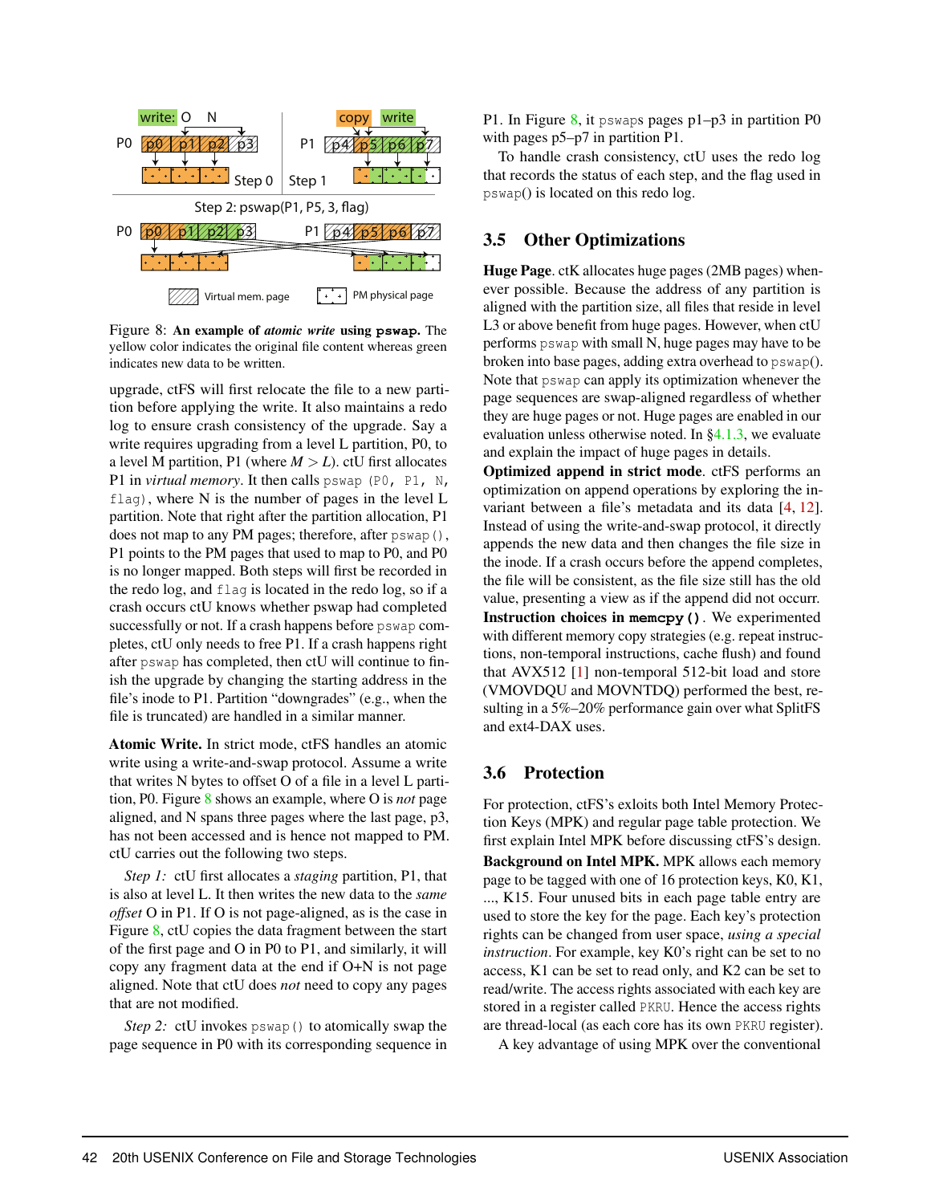Figure 8: **An example of *atomic write* using `pswap`.** The yellow color indicates the original file content whereas green indicates new data to be written.

upgrade, ctFS will first relocate the file to a new partition before applying the write. It also maintains a redo log to ensure crash consistency of the upgrade. Say a write requires upgrading from a level L partition, P0, to a level M partition, P1 (where $M > L$). ctU first allocates P1 in *virtual memory*. It then calls `pswap (P0, P1, N, flag)`, where N is the number of pages in the level L partition. Note that right after the partition allocation, P1 does not map to any PM pages; therefore, after `pswap()`, P1 points to the PM pages that used to map to P0, and P0 is no longer mapped. Both steps will first be recorded in the redo log, and `flag` is located in the redo log, so if a crash occurs ctU knows whether pswap had completed successfully or not. If a crash happens before `pswap` completes, ctU only needs to free P1. If a crash happens right after `pswap` has completed, then ctU will continue to finish the upgrade by changing the starting address in the file's inode to P1. Partition "downgrades" (e.g., when the file is truncated) are handled in a similar manner.

**Atomic Write.** In strict mode, ctFS handles an atomic write using a write-and-swap protocol. Assume a write that writes N bytes to offset O of a file in a level L partition, P0. Figure 8 shows an example, where O is *not* page aligned, and N spans three pages where the last page, p3, has not been accessed and is hence not mapped to PM. ctU carries out the following two steps.

*Step 1:* ctU first allocates a *staging* partition, P1, that is also at level L. It then writes the new data to the *same offset* O in P1. If O is not page-aligned, as is the case in Figure 8, ctU copies the data fragment between the start of the first page and O in P0 to P1, and similarly, it will copy any fragment data at the end if O+N is not page aligned. Note that ctU does *not* need to copy any pages that are not modified.

*Step 2:* ctU invokes `pswap()` to atomically swap the page sequence in P0 with its corresponding sequence in P1. In Figure 8, it `pswap`s pages p1–p3 in partition P0 with pages p5–p7 in partition P1.

To handle crash consistency, ctU uses the redo log that records the status of each step, and the flag used in `pswap()` is located on this redo log.

## 3.5 Other Optimizations

**Huge Page**. ctK allocates huge pages (2MB pages) whenever possible. Because the address of any partition is aligned with the partition size, all files that reside in level L3 or above benefit from huge pages. However, when ctU performs `pswap` with small N, huge pages may have to be broken into base pages, adding extra overhead to `pswap()`. Note that `pswap` can apply its optimization whenever the page sequences are swap-aligned regardless of whether they are huge pages or not. Huge pages are enabled in our evaluation unless otherwise noted. In §4.1.3, we evaluate and explain the impact of huge pages in details.

**Optimized append in strict mode**. ctFS performs an optimization on append operations by exploring the invariant between a file's metadata and its data [4, 12]. Instead of using the write-and-swap protocol, it directly appends the new data and then changes the file size in the inode. If a crash occurs before the append completes, the file will be consistent, as the file size still has the old value, presenting a view as if the append did not occur.

**Instruction choices in `memcpy()`**. We experimented with different memory copy strategies (e.g. repeat instructions, non-temporal instructions, cache flush) and found that AVX512 [1] non-temporal 512-bit load and store (VMOVDQU and MOVNTDQ) performed the best, resulting in a 5%–20% performance gain over what SplitFS and ext4-DAX uses.

## 3.6 Protection

For protection, ctFS's exloits both Intel Memory Protection Keys (MPK) and regular page table protection. We first explain Intel MPK before discussing ctFS's design.

**Background on Intel MPK.** MPK allows each memory page to be tagged with one of 16 protection keys, K0, K1, ..., K15. Four unused bits in each page table entry are used to store the key for the page. Each key's protection rights can be changed from user space, *using a special instruction*. For example, key K0's right can be set to no access, K1 can be set to read only, and K2 can be set to read/write. The access rights associated with each key are stored in a register called `PKRU`. Hence the access rights are thread-local (as each core has its own `PKRU` register).

A key advantage of using MPK over the conventional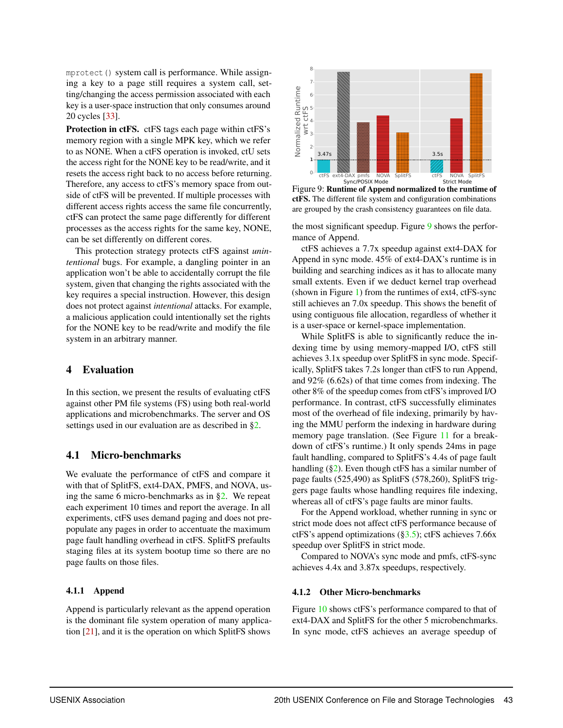mprotect() system call is performance. While assigning a key to a page still requires a system call, setting/changing the access permission associated with each key is a user-space instruction that only consumes around 20 cycles [33].

**Protection in ctFS.** ctFS tags each page within ctFS's memory region with a single MPK key, which we refer to as NONE. When a ctFS operation is invoked, ctU sets the access right for the NONE key to be read/write, and it resets the access right back to no access before returning. Therefore, any access to ctFS's memory space from outside of ctFS will be prevented. If multiple processes with different access rights access the same file concurrently, ctFS can protect the same page differently for different processes as the access rights for the same key, NONE, can be set differently on different cores.

This protection strategy protects ctFS against *unintentional* bugs. For example, a dangling pointer in an application won't be able to accidentally corrupt the file system, given that changing the rights associated with the key requires a special instruction. However, this design does not protect against *intentional* attacks. For example, a malicious application could intentionally set the rights for the NONE key to be read/write and modify the file system in an arbitrary manner.

## 4 Evaluation

In this section, we present the results of evaluating ctFS against other PM file systems (FS) using both real-world applications and microbenchmarks. The server and OS settings used in our evaluation are as described in §2.

### 4.1 Micro-benchmarks

We evaluate the performance of ctFS and compare it with that of SplitFS, ext4-DAX, PMFS, and NOVA, using the same 6 micro-benchmarks as in §2. We repeat each experiment 10 times and report the average. In all experiments, ctFS uses demand paging and does not pre-populate any pages in order to accentuate the maximum page fault handling overhead in ctFS. SplitFS prefaults staging files at its system bootup time so there are no page faults on those files.

#### 4.1.1 Append

Append is particularly relevant as the append operation is the dominant file system operation of many application [21], and it is the operation on which SplitFS shows the most significant speedup. Figure 9 shows the performance of Append.

**Figure 9: Runtime of Append normalized to the runtime of ctFS.** The different file system and configuration combinations are grouped by the crash consistency guarantees on file data.

ctFS achieves a 7.7x speedup against ext4-DAX for Append in sync mode. 45% of ext4-DAX's runtime is in building and searching indices as it has to allocate many small extents. Even if we deduct kernel trap overhead (shown in Figure 1) from the runtimes of ext4, ctFS-sync still achieves an 7.0x speedup. This shows the benefit of using contiguous file allocation, regardless of whether it is a user-space or kernel-space implementation.

While SplitFS is able to significantly reduce the indexing time by using memory-mapped I/O, ctFS still achieves 3.1x speedup over SplitFS in sync mode. Specifically, SplitFS takes 7.2s longer than ctFS to run Append, and 92% (6.62s) of that time comes from indexing. The other 8% of the speedup comes from ctFS's improved I/O performance. In contrast, ctFS successfully eliminates most of the overhead of file indexing, primarily by having the MMU perform the indexing in hardware during memory page translation. (See Figure 11 for a breakdown of ctFS's runtime.) It only spends 24ms in page fault handling, compared to SplitFS's 4.4s of page fault handling (§2). Even though ctFS has a similar number of page faults (525,490) as SplitFS (578,260), SplitFS triggers page faults whose handling requires file indexing, whereas all of ctFS's page faults are minor faults.

For the Append workload, whether running in sync or strict mode does not affect ctFS performance because of ctFS's append optimizations (§3.5); ctFS achieves 7.66x speedup over SplitFS in strict mode.

Compared to NOVA's sync mode and pmfs, ctFS-sync achieves 4.4x and 3.87x speedups, respectively.

#### 4.1.2 Other Micro-benchmarks

Figure 10 shows ctFS's performance compared to that of ext4-DAX and SplitFS for the other 5 microbenchmarks. In sync mode, ctFS achieves an average speedup of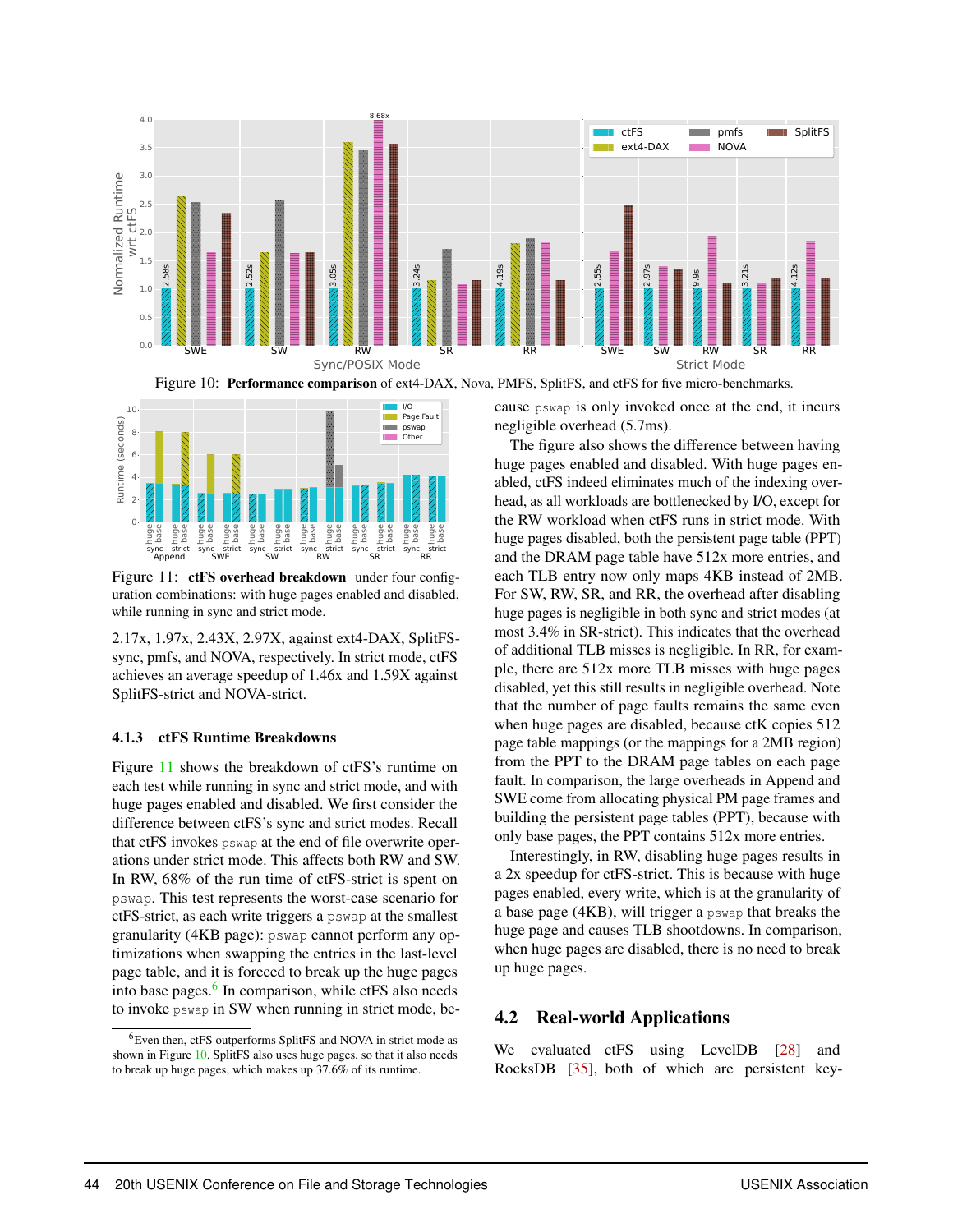Figure 10: **Performance comparison** of ext4-DAX, Nova, PMFS, SplitFS, and ctFS for five micro-benchmarks.

Figure 11: **ctFS overhead breakdown** under four configuration combinations: with huge pages enabled and disabled, while running in sync and strict mode.

2.17x, 1.97x, 2.43X, 2.97X, against ext4-DAX, SplitFS-sync, pmfs, and NOVA, respectively. In strict mode, ctFS achieves an average speedup of 1.46x and 1.59X against SplitFS-strict and NOVA-strict.

### 4.1.3 ctFS Runtime Breakdowns

Figure 11 shows the breakdown of ctFS's runtime on each test while running in sync and strict mode, and with huge pages enabled and disabled. We first consider the difference between ctFS's sync and strict modes. Recall that ctFS invokes `pswap` at the end of file overwrite operations under strict mode. This affects both RW and SW. In RW, 68% of the run time of ctFS-strict is spent on `pswap`. This test represents the worst-case scenario for ctFS-strict, as each write triggers a `pswap` at the smallest granularity (4KB page): `pswap` cannot perform any optimizations when swapping the entries in the last-level page table, and it is forced to break up the huge pages into base pages.[6] In comparison, while ctFS also needs to invoke `pswap` in SW when running in strict mode, because `pswap` is only invoked once at the end, it incurs negligible overhead (5.7ms).

The figure also shows the difference between having huge pages enabled and disabled. With huge pages enabled, ctFS indeed eliminates much of the indexing overhead, as all workloads are bottlenecked by I/O, except for the RW workload when ctFS runs in strict mode. With huge pages disabled, both the persistent page table (PPT) and the DRAM page table have 512x more entries, and each TLB entry now only maps 4KB instead of 2MB. For SW, RW, SR, and RR, the overhead after disabling huge pages is negligible in both sync and strict modes (at most 3.4% in SR-strict). This indicates that the overhead of additional TLB misses is negligible. In RR, for example, there are 512x more TLB misses with huge pages disabled, yet this still results in negligible overhead. Note that the number of page faults remains the same even when huge pages are disabled, because ctK copies 512 page table mappings (or the mappings for a 2MB region) from the PPT to the DRAM page tables on each page fault. In comparison, the large overheads in Append and SWE come from allocating physical PM page frames and building the persistent page tables (PPT), because with only base pages, the PPT contains 512x more entries.

Interestingly, in RW, disabling huge pages results in a 2x speedup for ctFS-strict. This is because with huge pages enabled, every write, which is at the granularity of a base page (4KB), will trigger a `pswap` that breaks the huge page and causes TLB shootdowns. In comparison, when huge pages are disabled, there is no need to break up huge pages.

## 4.2 Real-world Applications

We evaluated ctFS using LevelDB [28] and RocksDB [35], both of which are persistent key-

---

[6] Even then, ctFS outperforms SplitFS and NOVA in strict mode as shown in Figure 10. SplitFS also uses huge pages, so that it also needs to break up huge pages, which makes up 37.6% of its runtime.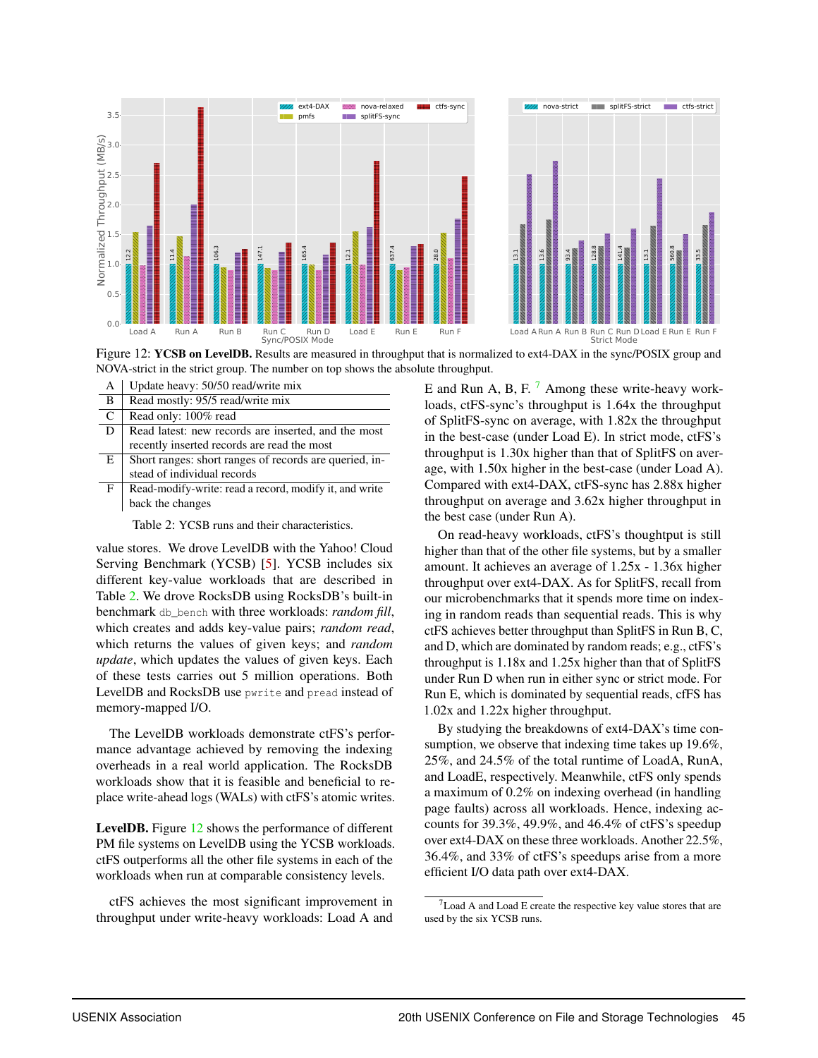Figure 12: **YCSB on LevelDB.** Results are measured in throughput that is normalized to ext4-DAX in the sync/POSIX group and NOVA-strict in the strict group. The number on top shows the absolute throughput.

| | |
|---|---|
| A | Update heavy: 50/50 read/write mix |
| B | Read mostly: 95/5 read/write mix |
| C | Read only: 100% read |
| D | Read latest: new records are inserted, and the most recently inserted records are read the most |
| E | Short ranges: short ranges of records are queried, instead of individual records |
| F | Read-modify-write: read a record, modify it, and write back the changes |

Table 2: YCSB runs and their characteristics.

value stores. We drove LevelDB with the Yahoo! Cloud Serving Benchmark (YCSB) [5]. YCSB includes six different key-value workloads that are described in Table 2. We drove RocksDB using RocksDB's built-in benchmark `db_bench` with three workloads: *random fill*, which creates and adds key-value pairs; *random read*, which returns the values of given keys; and *random update*, which updates the values of given keys. Each of these tests carries out 5 million operations. Both LevelDB and RocksDB use `pwrite` and `pread` instead of memory-mapped I/O.

The LevelDB workloads demonstrate ctFS's performance advantage achieved by removing the indexing overheads in a real world application. The RocksDB workloads show that it is feasible and beneficial to replace write-ahead logs (WALs) with ctFS's atomic writes.

**LevelDB.** Figure 12 shows the performance of different PM file systems on LevelDB using the YCSB workloads. ctFS outperforms all the other file systems in each of the workloads when run at comparable consistency levels.

ctFS achieves the most significant improvement in throughput under write-heavy workloads: Load A and E and Run A, B, F. [7] Among these write-heavy workloads, ctFS-sync's throughput is 1.64x the throughput of SplitFS-sync on average, with 1.82x the throughput in the best-case (under Load E). In strict mode, ctFS's throughput is 1.30x higher than that of SplitFS on average, with 1.50x higher in the best-case (under Load A). Compared with ext4-DAX, ctFS-sync has 2.88x higher throughput on average and 3.62x higher throughput in the best case (under Run A).

On read-heavy workloads, ctFS's thoughtput is still higher than that of the other file systems, but by a smaller amount. It achieves an average of 1.25x - 1.36x higher throughput over ext4-DAX. As for SplitFS, recall from our microbenchmarks that it spends more time on indexing in random reads than sequential reads. This is why ctFS achieves better throughput than SplitFS in Run B, C, and D, which are dominated by random reads; e.g., ctFS's throughput is 1.18x and 1.25x higher than that of SplitFS under Run D when run in either sync or strict mode. For Run E, which is dominated by sequential reads, cfFS has 1.02x and 1.22x higher throughput.

By studying the breakdowns of ext4-DAX's time consumption, we observe that indexing time takes up 19.6%, 25%, and 24.5% of the total runtime of LoadA, RunA, and LoadE, respectively. Meanwhile, ctFS only spends a maximum of 0.2% on indexing overhead (in handling page faults) across all workloads. Hence, indexing accounts for 39.3%, 49.9%, and 46.4% of ctFS's speedup over ext4-DAX on these three workloads. Another 22.5%, 36.4%, and 33% of ctFS's speedups arise from a more efficient I/O data path over ext4-DAX.

[7] Load A and Load E create the respective key value stores that are used by the six YCSB runs.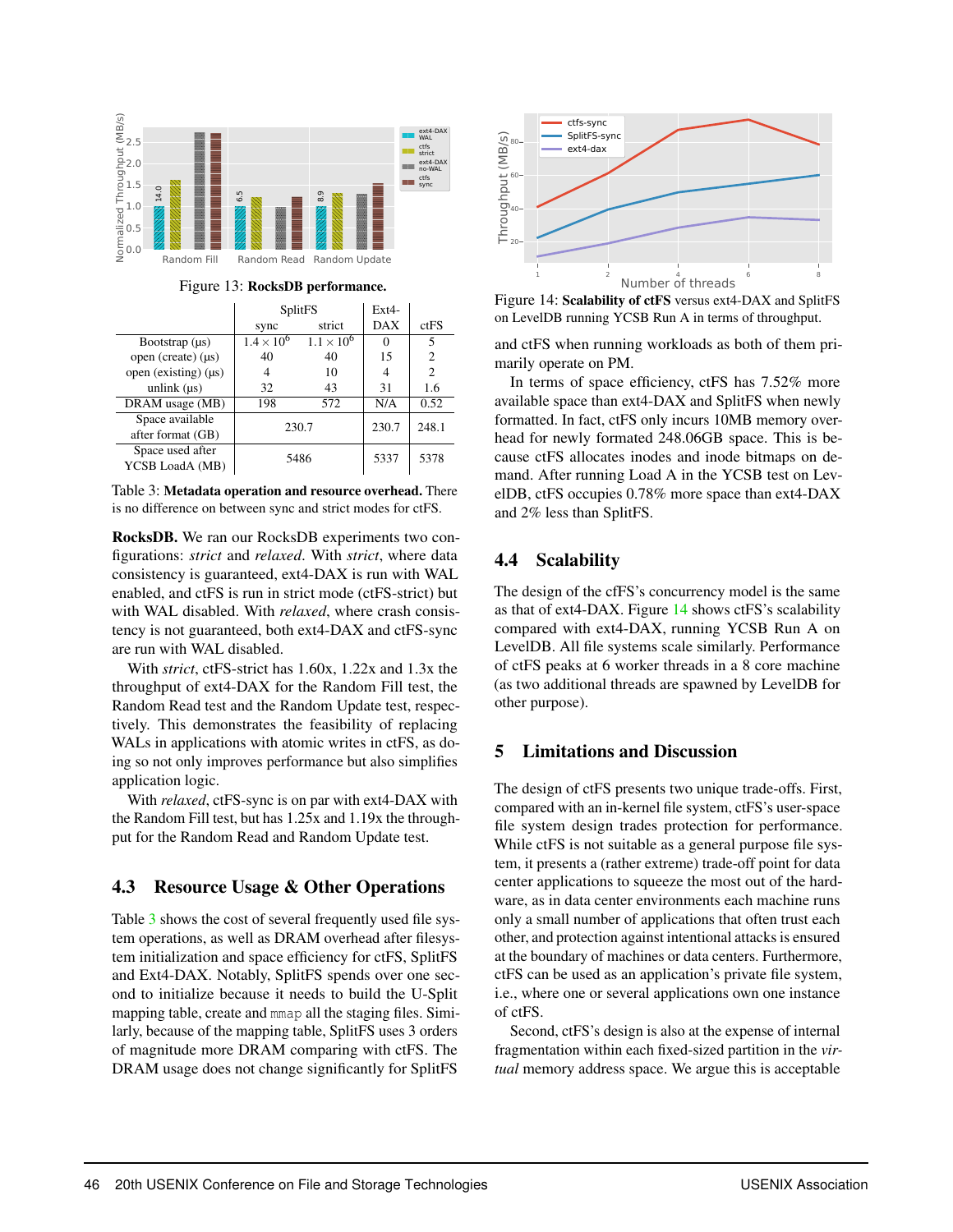Figure 13: **RocksDB performance.**

|  | SplitFS |  | Ext4-DAX | ctFS |
|---|---|---|---|---|
|  | sync | strict |  |  |
| Bootstrap (µs) | $1.4 \times 10^6$ | $1.1 \times 10^6$ | 0 | 5 |
| open (create) (µs) | 40 | 40 | 15 | 2 |
| open (existing) (µs) | 4 | 10 | 4 | 2 |
| unlink (µs) | 32 | 43 | 31 | 1.6 |
| DRAM usage (MB) | 198 | 572 | N/A | 0.52 |
| Space available after format (GB) | 230.7 |  | 230.7 | 248.1 |
| Space used after YCSB LoadA (MB) | 5486 |  | 5337 | 5378 |

Table 3: **Metadata operation and resource overhead.** There is no difference on between sync and strict modes for ctFS.

**RocksDB.** We ran our RocksDB experiments two configurations: *strict* and *relaxed*. With *strict*, where data consistency is guaranteed, ext4-DAX is run with WAL enabled, and ctFS is run in strict mode (ctFS-strict) but with WAL disabled. With *relaxed*, where crash consistency is not guaranteed, both ext4-DAX and ctFS-sync are run with WAL disabled.

With *strict*, ctFS-strict has 1.60x, 1.22x and 1.3x the throughput of ext4-DAX for the Random Fill test, the Random Read test and the Random Update test, respectively. This demonstrates the feasibility of replacing WALs in applications with atomic writes in ctFS, as doing so not only improves performance but also simplifies application logic.

With *relaxed*, ctFS-sync is on par with ext4-DAX with the Random Fill test, but has 1.25x and 1.19x the throughput for the Random Read and Random Update test.

## 4.3 Resource Usage & Other Operations

Table 3 shows the cost of several frequently used file system operations, as well as DRAM overhead after filesystem initialization and space efficiency for ctFS, SplitFS and Ext4-DAX. Notably, SplitFS spends over one second to initialize because it needs to build the U-Split mapping table, create and `mmap` all the staging files. Similarly, because of the mapping table, SplitFS uses 3 orders of magnitude more DRAM comparing with ctFS. The DRAM usage does not change significantly for SplitFS and ctFS when running workloads as both of them primarily operate on PM.

In terms of space efficiency, ctFS has 7.52% more available space than ext4-DAX and SplitFS when newly formatted. In fact, ctFS only incurs 10MB memory overhead for newly formated 248.06GB space. This is because ctFS allocates inodes and inode bitmaps on demand. After running Load A in the YCSB test on LevelDB, ctFS occupies 0.78% more space than ext4-DAX and 2% less than SplitFS.

Figure 14: **Scalability of ctFS** versus ext4-DAX and SplitFS on LevelDB running YCSB Run A in terms of throughput.

## 4.4 Scalability

The design of the cfFS's concurrency model is the same as that of ext4-DAX. Figure 14 shows ctFS's scalability compared with ext4-DAX, running YCSB Run A on LevelDB. All file systems scale similarly. Performance of ctFS peaks at 6 worker threads in a 8 core machine (as two additional threads are spawned by LevelDB for other purpose).

# 5 Limitations and Discussion

The design of ctFS presents two unique trade-offs. First, compared with an in-kernel file system, ctFS's user-space file system design trades protection for performance. While ctFS is not suitable as a general purpose file system, it presents a (rather extreme) trade-off point for data center applications to squeeze the most out of the hardware, as in data center environments each machine runs only a small number of applications that often trust each other, and protection against intentional attacks is ensured at the boundary of machines or data centers. Furthermore, ctFS can be used as an application's private file system, i.e., where one or several applications own one instance of ctFS.

Second, ctFS's design is also at the expense of internal fragmentation within each fixed-sized partition in the *virtual* memory address space. We argue this is acceptable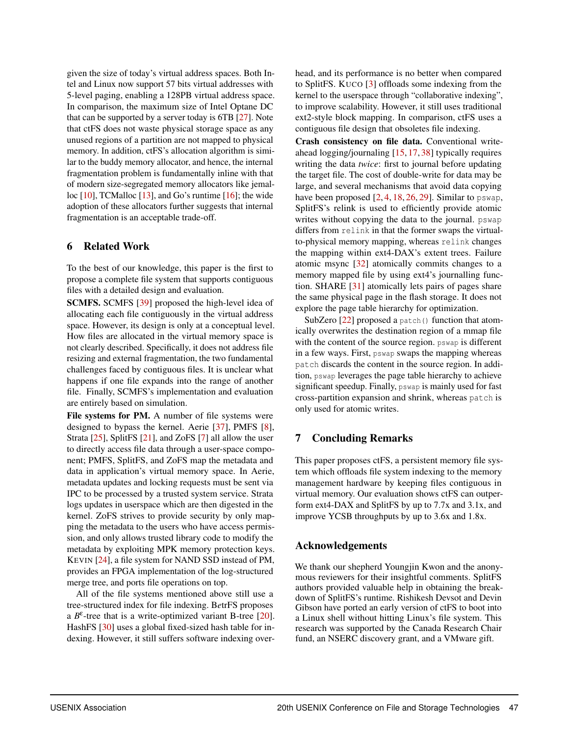given the size of today's virtual address spaces. Both Intel and Linux now support 57 bits virtual addresses with 5-level paging, enabling a 128PB virtual address space. In comparison, the maximum size of Intel Optane DC that can be supported by a server today is 6TB [27]. Note that ctFS does not waste physical storage space as any unused regions of a partition are not mapped to physical memory. In addition, ctFS's allocation algorithm is similar to the buddy memory allocator, and hence, the internal fragmentation problem is fundamentally inline with that of modern size-segregated memory allocators like jemalloc [10], TCMalloc [13], and Go's runtime [16]; the wide adoption of these allocators further suggests that internal fragmentation is an acceptable trade-off.

## 6 Related Work

To the best of our knowledge, this paper is the first to propose a complete file system that supports contiguous files with a detailed design and evaluation.

**SCMFS.** SCMFS [39] proposed the high-level idea of allocating each file contiguously in the virtual address space. However, its design is only at a conceptual level. How files are allocated in the virtual memory space is not clearly described. Specifically, it does not address file resizing and external fragmentation, the two fundamental challenges faced by contiguous files. It is unclear what happens if one file expands into the range of another file. Finally, SCMFS's implementation and evaluation are entirely based on simulation.

**File systems for PM.** A number of file systems were designed to bypass the kernel. Aerie [37], PMFS [8], Strata [25], SplitFS [21], and ZoFS [7] all allow the user to directly access file data through a user-space component; PMFS, SplitFS, and ZoFS map the metadata and data in application's virtual memory space. In Aerie, metadata updates and locking requests must be sent via IPC to be processed by a trusted system service. Strata logs updates in userspace which are then digested in the kernel. ZoFS strives to provide security by only mapping the metadata to the users who have access permission, and only allows trusted library code to modify the metadata by exploiting MPK memory protection keys. KEVIN [24], a file system for NAND SSD instead of PM, provides an FPGA implementation of the log-structured merge tree, and ports file operations on top.

All of the file systems mentioned above still use a tree-structured index for file indexing. B$\epsilon$trFS proposes a $B^{\epsilon}$-tree that is a write-optimized variant B-tree [20]. HashFS [30] uses a global fixed-sized hash table for indexing. However, it still suffers software indexing overhead, and its performance is no better when compared to SplitFS. KUCO [3] offloads some indexing from the kernel to the userspace through "collaborative indexing", to improve scalability. However, it still uses traditional ext2-style block mapping. In comparison, ctFS uses a contiguous file design that obsoletes file indexing.

**Crash consistency on file data.** Conventional write-ahead logging/journaling [15, 17, 38] typically requires writing the data *twice*: first to journal before updating the target file. The cost of double-write for data may be large, and several mechanisms that avoid data copying have been proposed [2, 4, 18, 26, 29]. Similar to `pswap`, SplitFS's relink is used to efficiently provide atomic writes without copying the data to the journal. `pswap` differs from `relink` in that the former swaps the virtual-to-physical memory mapping, whereas `relink` changes the mapping within ext4-DAX's extent trees. Failure atomic msync [32] atomically commits changes to a memory mapped file by using ext4's journalling function. SHARE [31] atomically lets pairs of pages share the same physical page in the flash storage. It does not explore the page table hierarchy for optimization.

SubZero [22] proposed a `patch()` function that atomically overwrites the destination region of a mmap file with the content of the source region. `pswap` is different in a few ways. First, `pswap` swaps the mapping whereas `patch` discards the content in the source region. In addition, `pswap` leverages the page table hierarchy to achieve significant speedup. Finally, `pswap` is mainly used for fast cross-partition expansion and shrink, whereas `patch` is only used for atomic writes.

## 7 Concluding Remarks

This paper proposes ctFS, a persistent memory file system which offloads file system indexing to the memory management hardware by keeping files contiguous in virtual memory. Our evaluation shows ctFS can outperform ext4-DAX and SplitFS by up to 7.7x and 3.1x, and improve YCSB throughputs by up to 3.6x and 1.8x.

## Acknowledgements

We thank our shepherd Youngjin Kwon and the anonymous reviewers for their insightful comments. SplitFS authors provided valuable help in obtaining the breakdown of SplitFS's runtime. Rishikesh Devsot and Devin Gibson have ported an early version of ctFS to boot into a Linux shell without hitting Linux's file system. This research was supported by the Canada Research Chair fund, an NSERC discovery grant, and a VMware gift.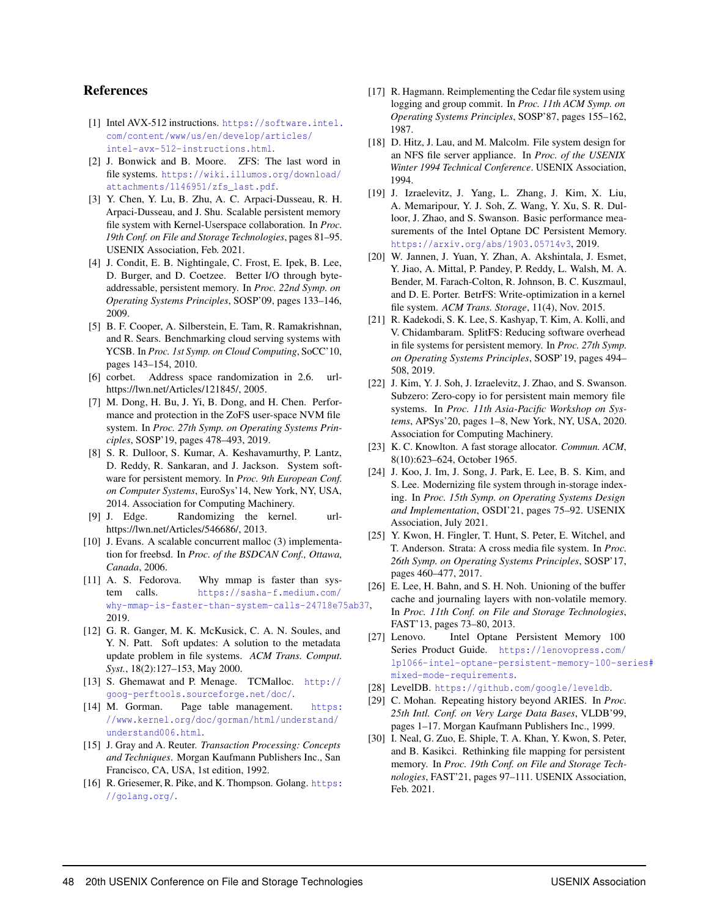## References

[1] Intel AVX-512 instructions. https://software.intel.com/content/www/us/en/develop/articles/intel-avx-512-instructions.html.

[2] J. Bonwick and B. Moore. ZFS: The last word in file systems. https://wiki.illumos.org/download/attachments/1146951/zfs_last.pdf.

[3] Y. Chen, Y. Lu, B. Zhu, A. C. Arpaci-Dusseau, R. H. Arpaci-Dusseau, and J. Shu. Scalable persistent memory file system with Kernel-Userspace collaboration. In *Proc. 19th Conf. on File and Storage Technologies*, pages 81–95. USENIX Association, Feb. 2021.

[4] J. Condit, E. B. Nightingale, C. Frost, E. Ipek, B. Lee, D. Burger, and D. Coetzee. Better I/O through byte-addressable, persistent memory. In *Proc. 22nd Symp. on Operating Systems Principles*, SOSP'09, pages 133–146, 2009.

[5] B. F. Cooper, A. Silberstein, E. Tam, R. Ramakrishnan, and R. Sears. Benchmarking cloud serving systems with YCSB. In *Proc. 1st Symp. on Cloud Computing*, SoCC'10, pages 143–154, 2010.

[6] corbet. Address space randomization in 2.6. url-https://lwn.net/Articles/121845/, 2005.

[7] M. Dong, H. Bu, J. Yi, B. Dong, and H. Chen. Performance and protection in the ZoFS user-space NVM file system. In *Proc. 27th Symp. on Operating Systems Principles*, SOSP'19, pages 478–493, 2019.

[8] S. R. Dulloor, S. Kumar, A. Keshavamurthy, P. Lantz, D. Reddy, R. Sankaran, and J. Jackson. System software for persistent memory. In *Proc. 9th European Conf. on Computer Systems*, EuroSys'14, New York, NY, USA, 2014. Association for Computing Machinery.

[9] J. Edge. Randomizing the kernel. url-https://lwn.net/Articles/546686/, 2013.

[10] J. Evans. A scalable concurrent malloc (3) implementation for freebsd. In *Proc. of the BSDCAN Conf., Ottawa, Canada*, 2006.

[11] A. S. Fedorova. Why mmap is faster than system calls. https://sasha-f.medium.com/why-mmap-is-faster-than-system-calls-24718e75ab37, 2019.

[12] G. R. Ganger, M. K. McKusick, C. A. N. Soules, and Y. N. Patt. Soft updates: A solution to the metadata update problem in file systems. *ACM Trans. Comput. Syst.*, 18(2):127–153, May 2000.

[13] S. Ghemawat and P. Menage. TCMalloc. http://goog-perftools.sourceforge.net/doc/.

[14] M. Gorman. Page table management. https://www.kernel.org/doc/gorman/html/understand/understand006.html.

[15] J. Gray and A. Reuter. *Transaction Processing: Concepts and Techniques*. Morgan Kaufmann Publishers Inc., San Francisco, CA, USA, 1st edition, 1992.

[16] R. Griesemer, R. Pike, and K. Thompson. Golang. https://golang.org/.

[17] R. Hagmann. Reimplementing the Cedar file system using logging and group commit. In *Proc. 11th ACM Symp. on Operating Systems Principles*, SOSP'87, pages 155–162, 1987.

[18] D. Hitz, J. Lau, and M. Malcolm. File system design for an NFS file server appliance. In *Proc. of the USENIX Winter 1994 Technical Conference*. USENIX Association, 1994.

[19] J. Izraelevitz, J. Yang, L. Zhang, J. Kim, X. Liu, A. Memaripour, Y. J. Soh, Z. Wang, Y. Xu, S. R. Dulloor, J. Zhao, and S. Swanson. Basic performance measurements of the Intel Optane DC Persistent Memory. https://arxiv.org/abs/1903.05714v3, 2019.

[20] W. Jannen, J. Yuan, Y. Zhan, A. Akshintala, J. Esmet, Y. Jiao, A. Mittal, P. Pandey, P. Reddy, L. Walsh, M. A. Bender, M. Farach-Colton, R. Johnson, B. C. Kuszmaul, and D. E. Porter. BetrFS: Write-optimization in a kernel file system. *ACM Trans. Storage*, 11(4), Nov. 2015.

[21] R. Kadekodi, S. K. Lee, S. Kashyap, T. Kim, A. Kolli, and V. Chidambaram. SplitFS: Reducing software overhead in file systems for persistent memory. In *Proc. 27th Symp. on Operating Systems Principles*, SOSP'19, pages 494–508, 2019.

[22] J. Kim, Y. J. Soh, J. Izraelevitz, J. Zhao, and S. Swanson. Subzero: Zero-copy io for persistent main memory file systems. In *Proc. 11th Asia-Pacific Workshop on Systems*, APSys'20, pages 1–8, New York, NY, USA, 2020. Association for Computing Machinery.

[23] K. C. Knowlton. A fast storage allocator. *Commun. ACM*, 8(10):623–624, October 1965.

[24] J. Koo, J. Im, J. Song, J. Park, E. Lee, B. S. Kim, and S. Lee. Modernizing file system through in-storage indexing. In *Proc. 15th Symp. on Operating Systems Design and Implementation*, OSDI'21, pages 75–92. USENIX Association, July 2021.

[25] Y. Kwon, H. Fingler, T. Hunt, S. Peter, E. Witchel, and T. Anderson. Strata: A cross media file system. In *Proc. 26th Symp. on Operating Systems Principles*, SOSP'17, pages 460–477, 2017.

[26] E. Lee, H. Bahn, and S. H. Noh. Unioning of the buffer cache and journaling layers with non-volatile memory. In *Proc. 11th Conf. on File and Storage Technologies*, FAST'13, pages 73–80, 2013.

[27] Lenovo. Intel Optane Persistent Memory 100 Series Product Guide. https://lenovopress.com/lp1066-intel-optane-persistent-memory-100-series#mixed-mode-requirements.

[28] LevelDB. https://github.com/google/leveldb.

[29] C. Mohan. Repeating history beyond ARIES. In *Proc. 25th Intl. Conf. on Very Large Data Bases*, VLDB'99, pages 1–17. Morgan Kaufmann Publishers Inc., 1999.

[30] I. Neal, G. Zuo, E. Shiple, T. A. Khan, Y. Kwon, S. Peter, and B. Kasikci. Rethinking file mapping for persistent memory. In *Proc. 19th Conf. on File and Storage Technologies*, FAST'21, pages 97–111. USENIX Association, Feb. 2021.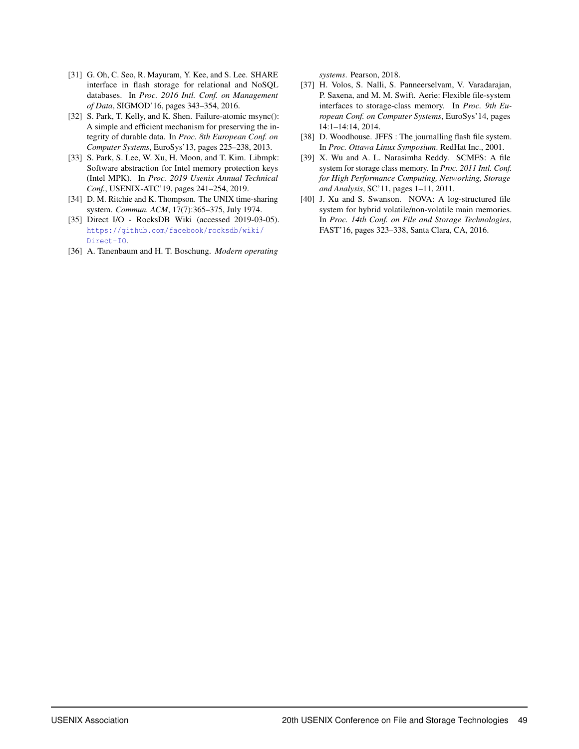[31] G. Oh, C. Seo, R. Mayuram, Y. Kee, and S. Lee. SHARE interface in flash storage for relational and NoSQL databases. In *Proc. 2016 Intl. Conf. on Management of Data*, SIGMOD'16, pages 343–354, 2016.

[32] S. Park, T. Kelly, and K. Shen. Failure-atomic msync(): A simple and efficient mechanism for preserving the integrity of durable data. In *Proc. 8th European Conf. on Computer Systems*, EuroSys'13, pages 225–238, 2013.

[33] S. Park, S. Lee, W. Xu, H. Moon, and T. Kim. Libmpk: Software abstraction for Intel memory protection keys (Intel MPK). In *Proc. 2019 Usenix Annual Technical Conf.*, USENIX-ATC'19, pages 241–254, 2019.

[34] D. M. Ritchie and K. Thompson. The UNIX time-sharing system. *Commun. ACM*, 17(7):365–375, July 1974.

[35] Direct I/O - RocksDB Wiki (accessed 2019-03-05). https://github.com/facebook/rocksdb/wiki/Direct-IO.

[36] A. Tanenbaum and H. T. Boschung. *Modern operating systems*. Pearson, 2018.

[37] H. Volos, S. Nalli, S. Panneerselvam, V. Varadarajan, P. Saxena, and M. M. Swift. Aerie: Flexible file-system interfaces to storage-class memory. In *Proc. 9th European Conf. on Computer Systems*, EuroSys'14, pages 14:1–14:14, 2014.

[38] D. Woodhouse. JFFS : The journalling flash file system. In *Proc. Ottawa Linux Symposium*. RedHat Inc., 2001.

[39] X. Wu and A. L. Narasimha Reddy. SCMFS: A file system for storage class memory. In *Proc. 2011 Intl. Conf. for High Performance Computing, Networking, Storage and Analysis*, SC'11, pages 1–11, 2011.

[40] J. Xu and S. Swanson. NOVA: A log-structured file system for hybrid volatile/non-volatile main memories. In *Proc. 14th Conf. on File and Storage Technologies*, FAST'16, pages 323–338, Santa Clara, CA, 2016.